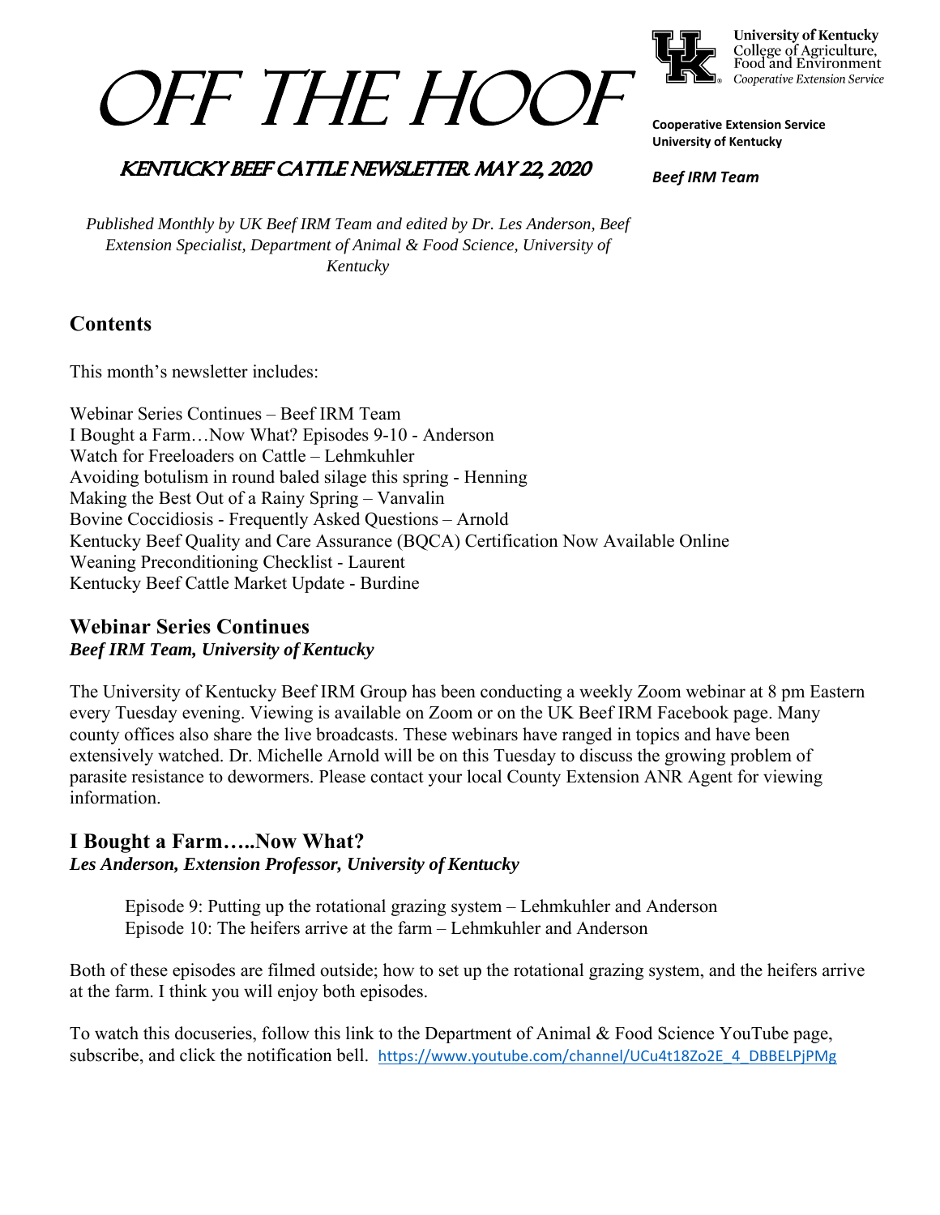# Off The Hoof

## Kentucky Beef Cattle Newsletter May 22, 2020

University of Kentucky
College of Agriculture, Food and Environment
*Cooperative Extension Service*

**Cooperative Extension Service**
**University of Kentucky**

***Beef IRM Team***

*Published Monthly by UK Beef IRM Team and edited by Dr. Les Anderson, Beef Extension Specialist, Department of Animal & Food Science, University of Kentucky*

## Contents

This month's newsletter includes:

Webinar Series Continues – Beef IRM Team
I Bought a Farm…Now What? Episodes 9-10 - Anderson
Watch for Freeloaders on Cattle – Lehmkuhler
Avoiding botulism in round baled silage this spring - Henning
Making the Best Out of a Rainy Spring – Vanvalin
Bovine Coccidiosis - Frequently Asked Questions – Arnold
Kentucky Beef Quality and Care Assurance (BQCA) Certification Now Available Online
Weaning Preconditioning Checklist - Laurent
Kentucky Beef Cattle Market Update - Burdine

## Webinar Series Continues

***Beef IRM Team, University of Kentucky***

The University of Kentucky Beef IRM Group has been conducting a weekly Zoom webinar at 8 pm Eastern every Tuesday evening. Viewing is available on Zoom or on the UK Beef IRM Facebook page. Many county offices also share the live broadcasts. These webinars have ranged in topics and have been extensively watched. Dr. Michelle Arnold will be on this Tuesday to discuss the growing problem of parasite resistance to dewormers. Please contact your local County Extension ANR Agent for viewing information.

## I Bought a Farm…..Now What?

***Les Anderson, Extension Professor, University of Kentucky***

Episode 9: Putting up the rotational grazing system – Lehmkuhler and Anderson
Episode 10: The heifers arrive at the farm – Lehmkuhler and Anderson

Both of these episodes are filmed outside; how to set up the rotational grazing system, and the heifers arrive at the farm. I think you will enjoy both episodes.

To watch this docuseries, follow this link to the Department of Animal & Food Science YouTube page, subscribe, and click the notification bell. https://www.youtube.com/channel/UCu4t18Zo2E_4_DBBELPjPMg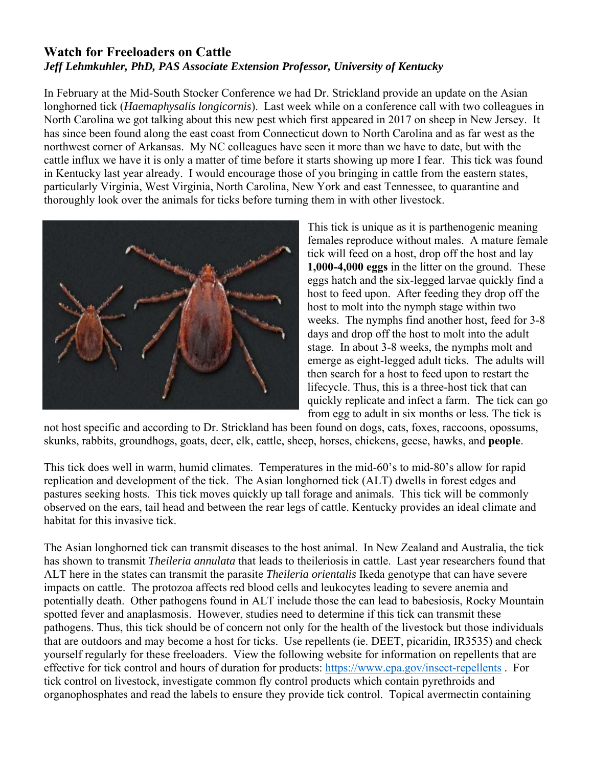## Watch for Freeloaders on Cattle

***Jeff Lehmkuhler, PhD, PAS Associate Extension Professor, University of Kentucky***

In February at the Mid-South Stocker Conference we had Dr. Strickland provide an update on the Asian longhorned tick (*Haemaphysalis longicornis*). Last week while on a conference call with two colleagues in North Carolina we got talking about this new pest which first appeared in 2017 on sheep in New Jersey. It has since been found along the east coast from Connecticut down to North Carolina and as far west as the northwest corner of Arkansas. My NC colleagues have seen it more than we have to date, but with the cattle influx we have it is only a matter of time before it starts showing up more I fear. This tick was found in Kentucky last year already. I would encourage those of you bringing in cattle from the eastern states, particularly Virginia, West Virginia, North Carolina, New York and east Tennessee, to quarantine and thoroughly look over the animals for ticks before turning them in with other livestock.

This tick is unique as it is parthenogenic meaning females reproduce without males. A mature female tick will feed on a host, drop off the host and lay **1,000-4,000 eggs** in the litter on the ground. These eggs hatch and the six-legged larvae quickly find a host to feed upon. After feeding they drop off the host to molt into the nymph stage within two weeks. The nymphs find another host, feed for 3-8 days and drop off the host to molt into the adult stage. In about 3-8 weeks, the nymphs molt and emerge as eight-legged adult ticks. The adults will then search for a host to feed upon to restart the lifecycle. Thus, this is a three-host tick that can quickly replicate and infect a farm. The tick can go from egg to adult in six months or less. The tick is not host specific and according to Dr. Strickland has been found on dogs, cats, foxes, raccoons, opossums, skunks, rabbits, groundhogs, goats, deer, elk, cattle, sheep, horses, chickens, geese, hawks, and **people**.

This tick does well in warm, humid climates. Temperatures in the mid-60's to mid-80's allow for rapid replication and development of the tick. The Asian longhorned tick (ALT) dwells in forest edges and pastures seeking hosts. This tick moves quickly up tall forage and animals. This tick will be commonly observed on the ears, tail head and between the rear legs of cattle. Kentucky provides an ideal climate and habitat for this invasive tick.

The Asian longhorned tick can transmit diseases to the host animal. In New Zealand and Australia, the tick has shown to transmit *Theileria annulata* that leads to theileriosis in cattle. Last year researchers found that ALT here in the states can transmit the parasite *Theileria orientalis* Ikeda genotype that can have severe impacts on cattle. The protozoa affects red blood cells and leukocytes leading to severe anemia and potentially death. Other pathogens found in ALT include those the can lead to babesiosis, Rocky Mountain spotted fever and anaplasmosis. However, studies need to determine if this tick can transmit these pathogens. Thus, this tick should be of concern not only for the health of the livestock but those individuals that are outdoors and may become a host for ticks. Use repellents (ie. DEET, picaridin, IR3535) and check yourself regularly for these freeloaders. View the following website for information on repellents that are effective for tick control and hours of duration for products: [https://www.epa.gov/insect-repellents](https://www.epa.gov/insect-repellents) . For tick control on livestock, investigate common fly control products which contain pyrethroids and organophosphates and read the labels to ensure they provide tick control. Topical avermectin containing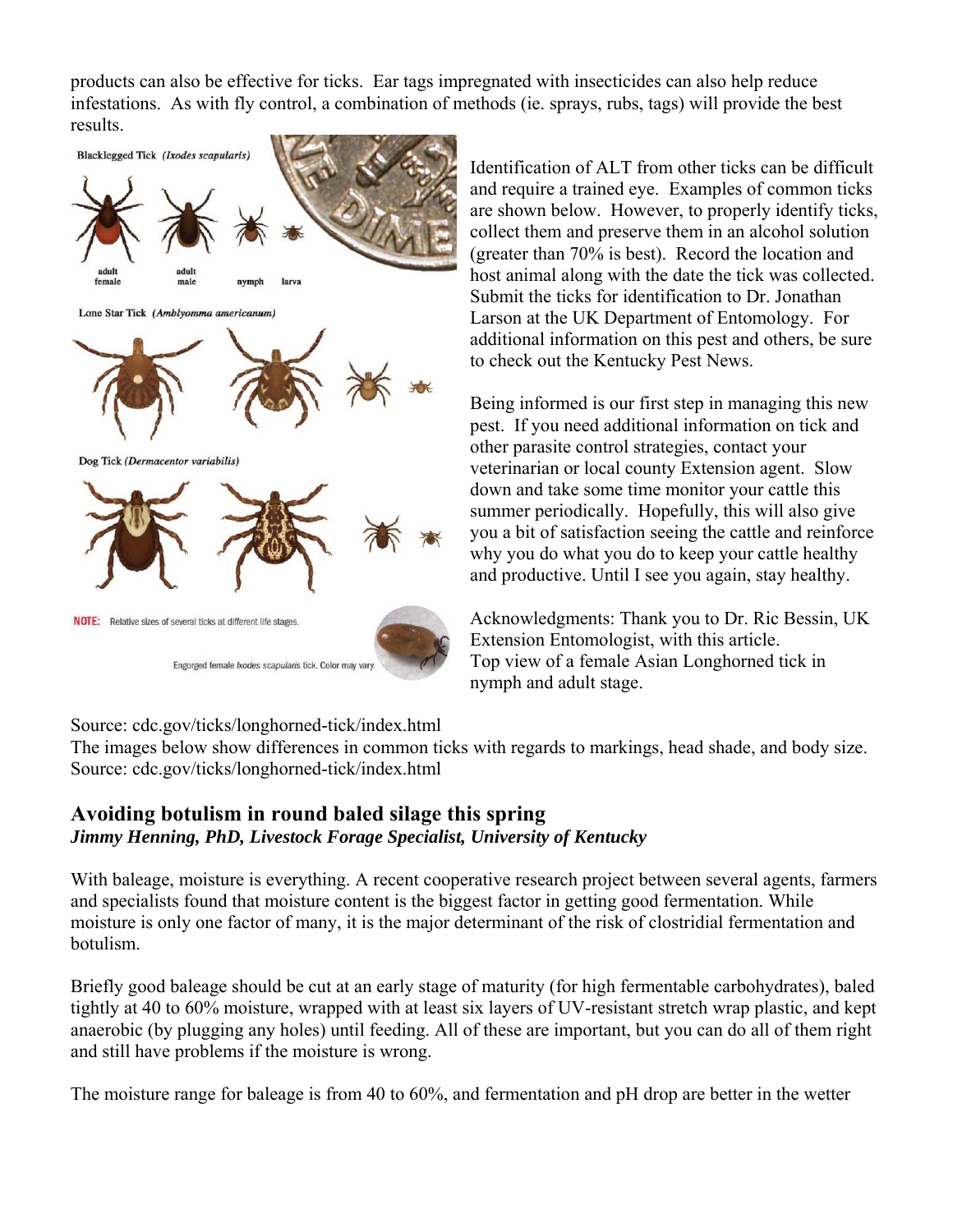products can also be effective for ticks. Ear tags impregnated with insecticides can also help reduce infestations. As with fly control, a combination of methods (ie. sprays, rubs, tags) will provide the best results.

Identification of ALT from other ticks can be difficult and require a trained eye. Examples of common ticks are shown below. However, to properly identify ticks, collect them and preserve them in an alcohol solution (greater than 70% is best). Record the location and host animal along with the date the tick was collected. Submit the ticks for identification to Dr. Jonathan Larson at the UK Department of Entomology. For additional information on this pest and others, be sure to check out the Kentucky Pest News.

Being informed is our first step in managing this new pest. If you need additional information on tick and other parasite control strategies, contact your veterinarian or local county Extension agent. Slow down and take some time monitor your cattle this summer periodically. Hopefully, this will also give you a bit of satisfaction seeing the cattle and reinforce why you do what you do to keep your cattle healthy and productive. Until I see you again, stay healthy.

Acknowledgments: Thank you to Dr. Ric Bessin, UK Extension Entomologist, with this article.

Top view of a female Asian Longhorned tick in nymph and adult stage.

Source: cdc.gov/ticks/longhorned-tick/index.html

The images below show differences in common ticks with regards to markings, head shade, and body size.

Source: cdc.gov/ticks/longhorned-tick/index.html

## Avoiding botulism in round baled silage this spring

***Jimmy Henning, PhD, Livestock Forage Specialist, University of Kentucky***

With baleage, moisture is everything. A recent cooperative research project between several agents, farmers and specialists found that moisture content is the biggest factor in getting good fermentation. While moisture is only one factor of many, it is the major determinant of the risk of clostridial fermentation and botulism.

Briefly good baleage should be cut at an early stage of maturity (for high fermentable carbohydrates), baled tightly at 40 to 60% moisture, wrapped with at least six layers of UV-resistant stretch wrap plastic, and kept anaerobic (by plugging any holes) until feeding. All of these are important, but you can do all of them right and still have problems if the moisture is wrong.

The moisture range for baleage is from 40 to 60%, and fermentation and pH drop are better in the wetter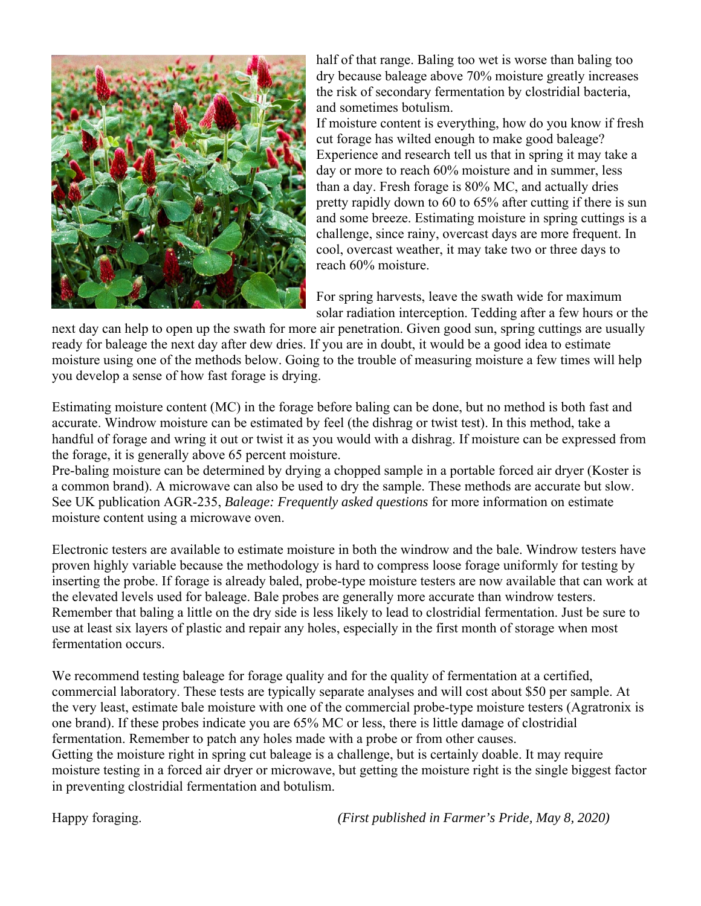half of that range. Baling too wet is worse than baling too dry because baleage above 70% moisture greatly increases the risk of secondary fermentation by clostridial bacteria, and sometimes botulism.

If moisture content is everything, how do you know if fresh cut forage has wilted enough to make good baleage? Experience and research tell us that in spring it may take a day or more to reach 60% moisture and in summer, less than a day. Fresh forage is 80% MC, and actually dries pretty rapidly down to 60 to 65% after cutting if there is sun and some breeze. Estimating moisture in spring cuttings is a challenge, since rainy, overcast days are more frequent. In cool, overcast weather, it may take two or three days to reach 60% moisture.

For spring harvests, leave the swath wide for maximum solar radiation interception. Tedding after a few hours or the next day can help to open up the swath for more air penetration. Given good sun, spring cuttings are usually ready for baleage the next day after dew dries. If you are in doubt, it would be a good idea to estimate moisture using one of the methods below. Going to the trouble of measuring moisture a few times will help you develop a sense of how fast forage is drying.

Estimating moisture content (MC) in the forage before baling can be done, but no method is both fast and accurate. Windrow moisture can be estimated by feel (the dishrag or twist test). In this method, take a handful of forage and wring it out or twist it as you would with a dishrag. If moisture can be expressed from the forage, it is generally above 65 percent moisture.

Pre-baling moisture can be determined by drying a chopped sample in a portable forced air dryer (Koster is a common brand). A microwave can also be used to dry the sample. These methods are accurate but slow. See UK publication AGR-235, *Baleage: Frequently asked questions* for more information on estimate moisture content using a microwave oven.

Electronic testers are available to estimate moisture in both the windrow and the bale. Windrow testers have proven highly variable because the methodology is hard to compress loose forage uniformly for testing by inserting the probe. If forage is already baled, probe-type moisture testers are now available that can work at the elevated levels used for baleage. Bale probes are generally more accurate than windrow testers. Remember that baling a little on the dry side is less likely to lead to clostridial fermentation. Just be sure to use at least six layers of plastic and repair any holes, especially in the first month of storage when most fermentation occurs.

We recommend testing baleage for forage quality and for the quality of fermentation at a certified, commercial laboratory. These tests are typically separate analyses and will cost about $50 per sample. At the very least, estimate bale moisture with one of the commercial probe-type moisture testers (Agratronix is one brand). If these probes indicate you are 65% MC or less, there is little damage of clostridial fermentation. Remember to patch any holes made with a probe or from other causes.

Getting the moisture right in spring cut baleage is a challenge, but is certainly doable. It may require moisture testing in a forced air dryer or microwave, but getting the moisture right is the single biggest factor in preventing clostridial fermentation and botulism.

Happy foraging.

*(First published in Farmer's Pride, May 8, 2020)*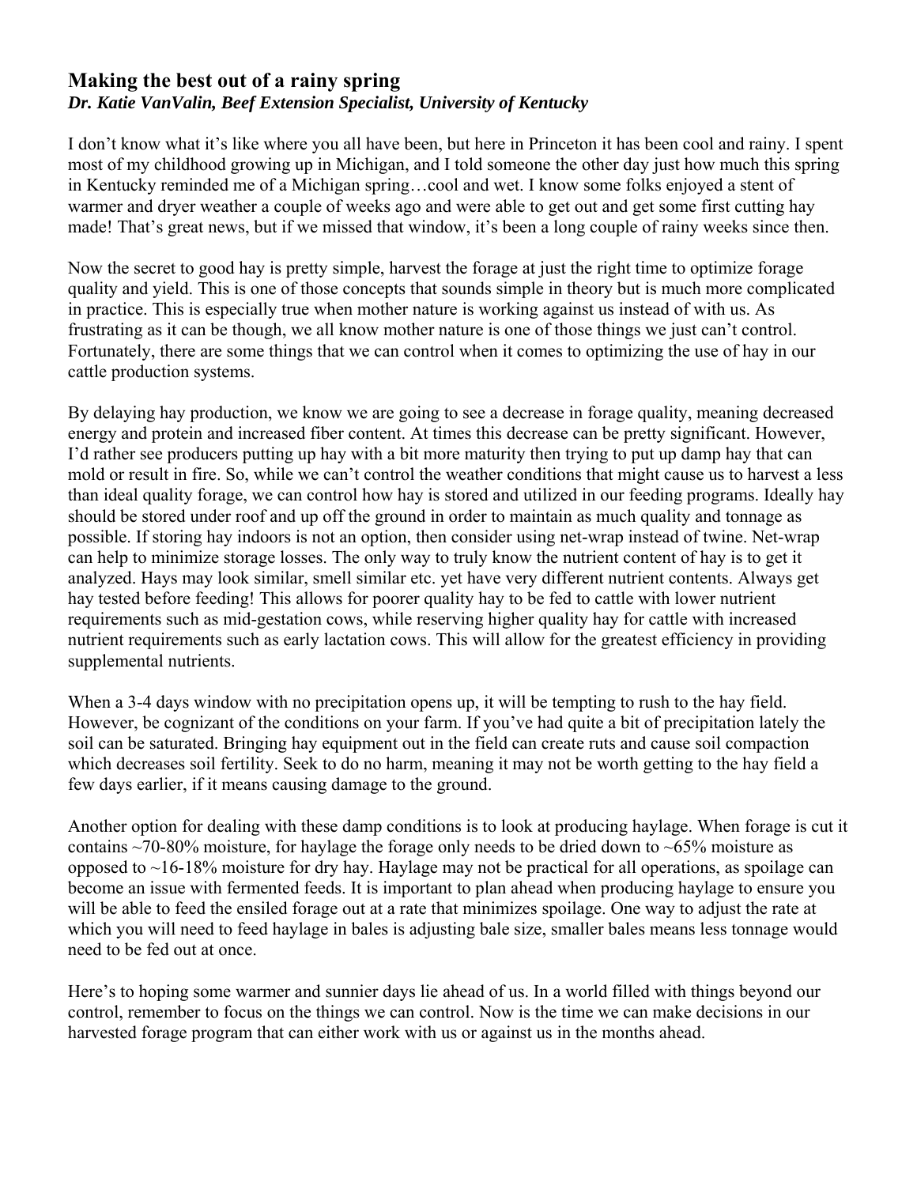## Making the best out of a rainy spring

***Dr. Katie VanValin, Beef Extension Specialist, University of Kentucky***

I don't know what it's like where you all have been, but here in Princeton it has been cool and rainy. I spent most of my childhood growing up in Michigan, and I told someone the other day just how much this spring in Kentucky reminded me of a Michigan spring…cool and wet. I know some folks enjoyed a stent of warmer and dryer weather a couple of weeks ago and were able to get out and get some first cutting hay made! That's great news, but if we missed that window, it's been a long couple of rainy weeks since then.

Now the secret to good hay is pretty simple, harvest the forage at just the right time to optimize forage quality and yield. This is one of those concepts that sounds simple in theory but is much more complicated in practice. This is especially true when mother nature is working against us instead of with us. As frustrating as it can be though, we all know mother nature is one of those things we just can't control. Fortunately, there are some things that we can control when it comes to optimizing the use of hay in our cattle production systems.

By delaying hay production, we know we are going to see a decrease in forage quality, meaning decreased energy and protein and increased fiber content. At times this decrease can be pretty significant. However, I'd rather see producers putting up hay with a bit more maturity then trying to put up damp hay that can mold or result in fire. So, while we can't control the weather conditions that might cause us to harvest a less than ideal quality forage, we can control how hay is stored and utilized in our feeding programs. Ideally hay should be stored under roof and up off the ground in order to maintain as much quality and tonnage as possible. If storing hay indoors is not an option, then consider using net-wrap instead of twine. Net-wrap can help to minimize storage losses. The only way to truly know the nutrient content of hay is to get it analyzed. Hays may look similar, smell similar etc. yet have very different nutrient contents. Always get hay tested before feeding! This allows for poorer quality hay to be fed to cattle with lower nutrient requirements such as mid-gestation cows, while reserving higher quality hay for cattle with increased nutrient requirements such as early lactation cows. This will allow for the greatest efficiency in providing supplemental nutrients.

When a 3-4 days window with no precipitation opens up, it will be tempting to rush to the hay field. However, be cognizant of the conditions on your farm. If you've had quite a bit of precipitation lately the soil can be saturated. Bringing hay equipment out in the field can create ruts and cause soil compaction which decreases soil fertility. Seek to do no harm, meaning it may not be worth getting to the hay field a few days earlier, if it means causing damage to the ground.

Another option for dealing with these damp conditions is to look at producing haylage. When forage is cut it contains ~70-80% moisture, for haylage the forage only needs to be dried down to ~65% moisture as opposed to ~16-18% moisture for dry hay. Haylage may not be practical for all operations, as spoilage can become an issue with fermented feeds. It is important to plan ahead when producing haylage to ensure you will be able to feed the ensiled forage out at a rate that minimizes spoilage. One way to adjust the rate at which you will need to feed haylage in bales is adjusting bale size, smaller bales means less tonnage would need to be fed out at once.

Here's to hoping some warmer and sunnier days lie ahead of us. In a world filled with things beyond our control, remember to focus on the things we can control. Now is the time we can make decisions in our harvested forage program that can either work with us or against us in the months ahead.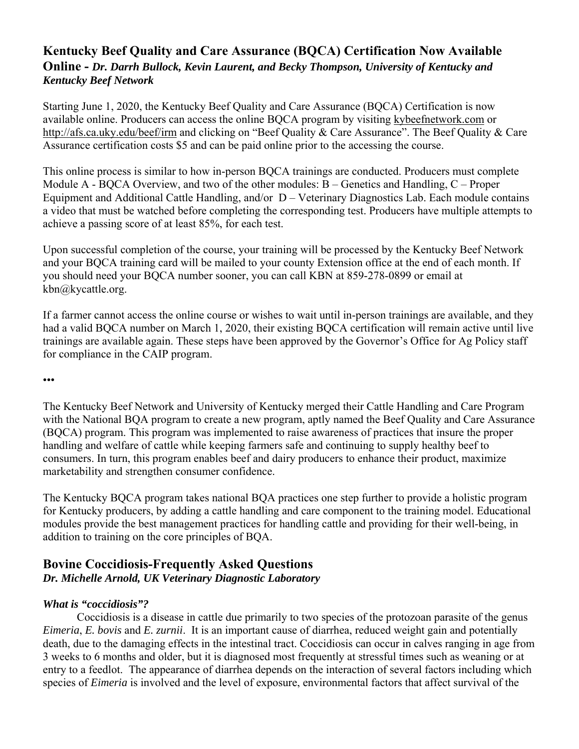## Kentucky Beef Quality and Care Assurance (BQCA) Certification Now Available Online - *Dr. Darrh Bullock, Kevin Laurent, and Becky Thompson, University of Kentucky and Kentucky Beef Network*

Starting June 1, 2020, the Kentucky Beef Quality and Care Assurance (BQCA) Certification is now available online. Producers can access the online BQCA program by visiting kybeefnetwork.com or http://afs.ca.uky.edu/beef/irm and clicking on "Beef Quality & Care Assurance". The Beef Quality & Care Assurance certification costs $5 and can be paid online prior to the accessing the course.

This online process is similar to how in-person BQCA trainings are conducted. Producers must complete Module A - BQCA Overview, and two of the other modules: B – Genetics and Handling, C – Proper Equipment and Additional Cattle Handling, and/or D – Veterinary Diagnostics Lab. Each module contains a video that must be watched before completing the corresponding test. Producers have multiple attempts to achieve a passing score of at least 85%, for each test.

Upon successful completion of the course, your training will be processed by the Kentucky Beef Network and your BQCA training card will be mailed to your county Extension office at the end of each month. If you should need your BQCA number sooner, you can call KBN at 859-278-0899 or email at kbn@kycattle.org.

If a farmer cannot access the online course or wishes to wait until in-person trainings are available, and they had a valid BQCA number on March 1, 2020, their existing BQCA certification will remain active until live trainings are available again. These steps have been approved by the Governor's Office for Ag Policy staff for compliance in the CAIP program.

**•••**

The Kentucky Beef Network and University of Kentucky merged their Cattle Handling and Care Program with the National BQA program to create a new program, aptly named the Beef Quality and Care Assurance (BQCA) program. This program was implemented to raise awareness of practices that insure the proper handling and welfare of cattle while keeping farmers safe and continuing to supply healthy beef to consumers. In turn, this program enables beef and dairy producers to enhance their product, maximize marketability and strengthen consumer confidence.

The Kentucky BQCA program takes national BQA practices one step further to provide a holistic program for Kentucky producers, by adding a cattle handling and care component to the training model. Educational modules provide the best management practices for handling cattle and providing for their well-being, in addition to training on the core principles of BQA.

## Bovine Coccidiosis-Frequently Asked Questions
***Dr. Michelle Arnold, UK Veterinary Diagnostic Laboratory***

***What is "coccidiosis"?***

Coccidiosis is a disease in cattle due primarily to two species of the protozoan parasite of the genus *Eimeria*, *E. bovis* and *E. zurnii*. It is an important cause of diarrhea, reduced weight gain and potentially death, due to the damaging effects in the intestinal tract. Coccidiosis can occur in calves ranging in age from 3 weeks to 6 months and older, but it is diagnosed most frequently at stressful times such as weaning or at entry to a feedlot. The appearance of diarrhea depends on the interaction of several factors including which species of *Eimeria* is involved and the level of exposure, environmental factors that affect survival of the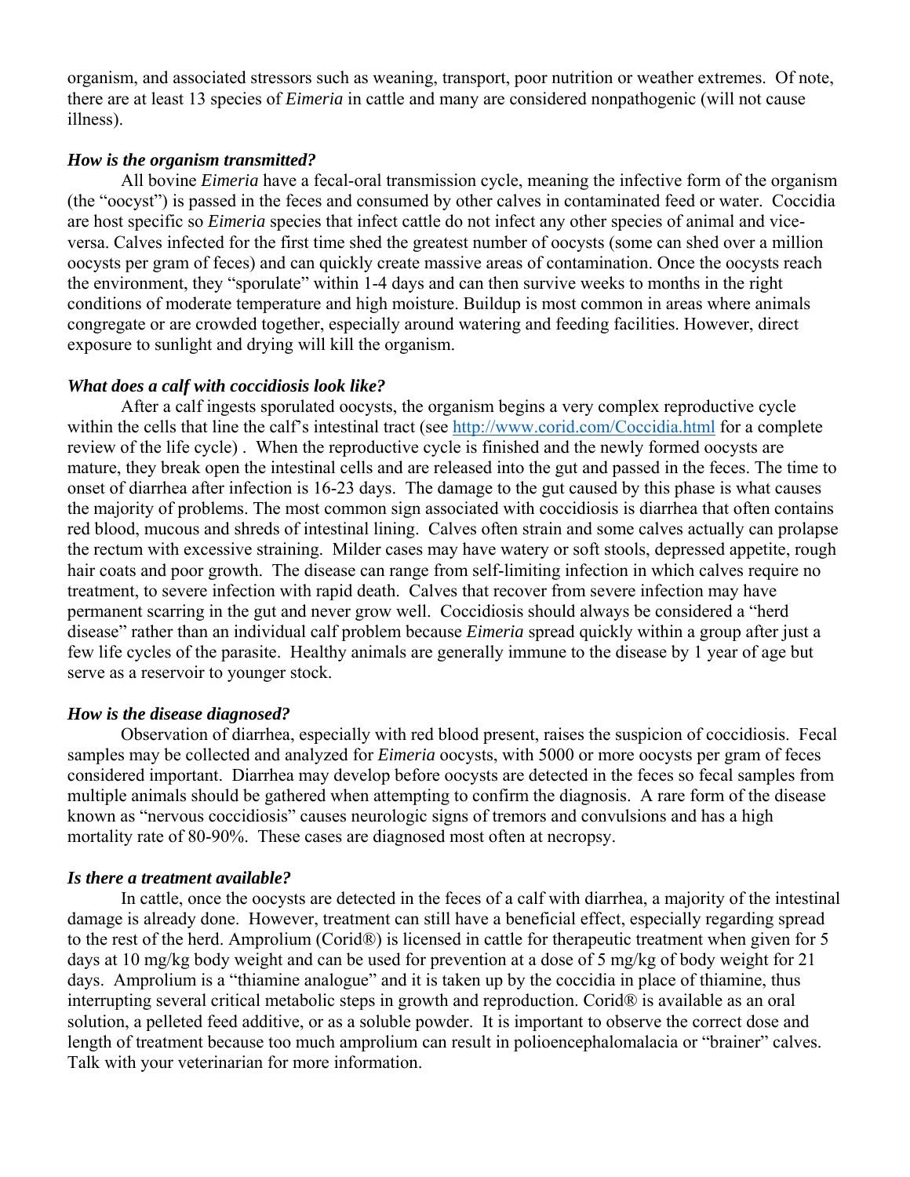organism, and associated stressors such as weaning, transport, poor nutrition or weather extremes. Of note, there are at least 13 species of *Eimeria* in cattle and many are considered nonpathogenic (will not cause illness).

***How is the organism transmitted?***

All bovine *Eimeria* have a fecal-oral transmission cycle, meaning the infective form of the organism (the "oocyst") is passed in the feces and consumed by other calves in contaminated feed or water. Coccidia are host specific so *Eimeria* species that infect cattle do not infect any other species of animal and vice-versa. Calves infected for the first time shed the greatest number of oocysts (some can shed over a million oocysts per gram of feces) and can quickly create massive areas of contamination. Once the oocysts reach the environment, they "sporulate" within 1-4 days and can then survive weeks to months in the right conditions of moderate temperature and high moisture. Buildup is most common in areas where animals congregate or are crowded together, especially around watering and feeding facilities. However, direct exposure to sunlight and drying will kill the organism.

***What does a calf with coccidiosis look like?***

After a calf ingests sporulated oocysts, the organism begins a very complex reproductive cycle within the cells that line the calf's intestinal tract (see http://www.corid.com/Coccidia.html for a complete review of the life cycle) . When the reproductive cycle is finished and the newly formed oocysts are mature, they break open the intestinal cells and are released into the gut and passed in the feces. The time to onset of diarrhea after infection is 16-23 days. The damage to the gut caused by this phase is what causes the majority of problems. The most common sign associated with coccidiosis is diarrhea that often contains red blood, mucous and shreds of intestinal lining. Calves often strain and some calves actually can prolapse the rectum with excessive straining. Milder cases may have watery or soft stools, depressed appetite, rough hair coats and poor growth. The disease can range from self-limiting infection in which calves require no treatment, to severe infection with rapid death. Calves that recover from severe infection may have permanent scarring in the gut and never grow well. Coccidiosis should always be considered a "herd disease" rather than an individual calf problem because *Eimeria* spread quickly within a group after just a few life cycles of the parasite. Healthy animals are generally immune to the disease by 1 year of age but serve as a reservoir to younger stock.

***How is the disease diagnosed?***

Observation of diarrhea, especially with red blood present, raises the suspicion of coccidiosis. Fecal samples may be collected and analyzed for *Eimeria* oocysts, with 5000 or more oocysts per gram of feces considered important. Diarrhea may develop before oocysts are detected in the feces so fecal samples from multiple animals should be gathered when attempting to confirm the diagnosis. A rare form of the disease known as "nervous coccidiosis" causes neurologic signs of tremors and convulsions and has a high mortality rate of 80-90%. These cases are diagnosed most often at necropsy.

***Is there a treatment available?***

In cattle, once the oocysts are detected in the feces of a calf with diarrhea, a majority of the intestinal damage is already done. However, treatment can still have a beneficial effect, especially regarding spread to the rest of the herd. Amprolium (Corid®) is licensed in cattle for therapeutic treatment when given for 5 days at 10 mg/kg body weight and can be used for prevention at a dose of 5 mg/kg of body weight for 21 days. Amprolium is a "thiamine analogue" and it is taken up by the coccidia in place of thiamine, thus interrupting several critical metabolic steps in growth and reproduction. Corid® is available as an oral solution, a pelleted feed additive, or as a soluble powder. It is important to observe the correct dose and length of treatment because too much amprolium can result in polioencephalomalacia or "brainer" calves. Talk with your veterinarian for more information.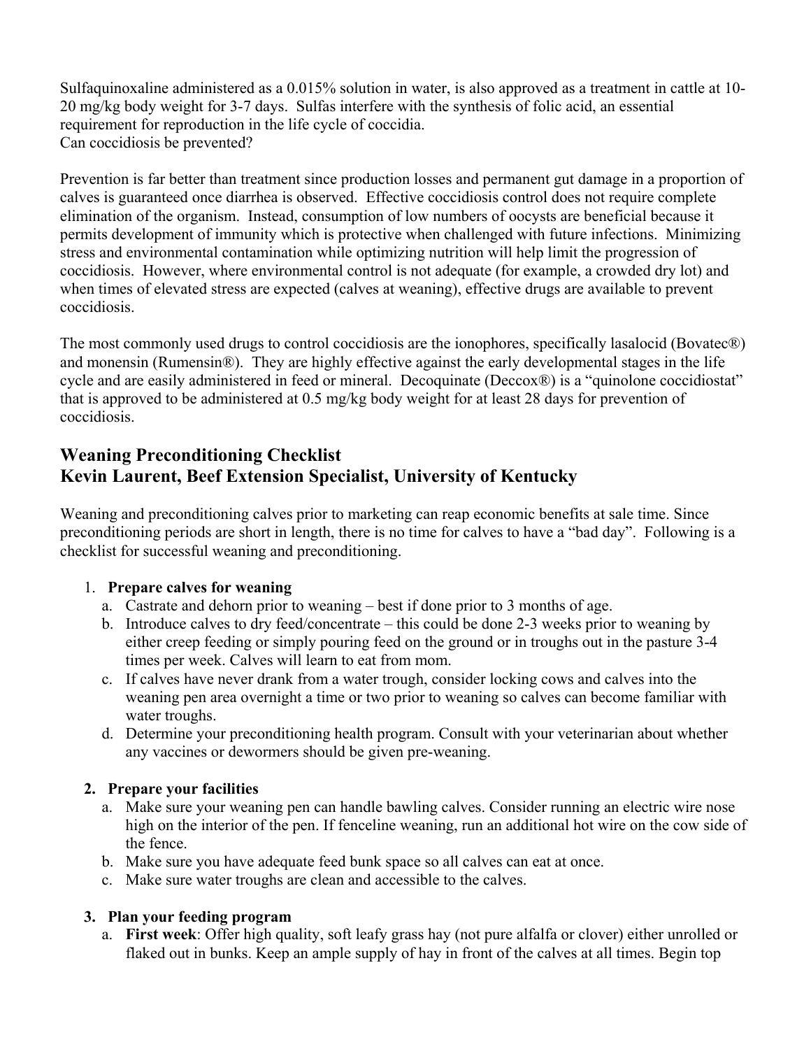Sulfaquinoxaline administered as a 0.015% solution in water, is also approved as a treatment in cattle at 10-20 mg/kg body weight for 3-7 days. Sulfas interfere with the synthesis of folic acid, an essential requirement for reproduction in the life cycle of coccidia.

Can coccidiosis be prevented?

Prevention is far better than treatment since production losses and permanent gut damage in a proportion of calves is guaranteed once diarrhea is observed. Effective coccidiosis control does not require complete elimination of the organism. Instead, consumption of low numbers of oocysts are beneficial because it permits development of immunity which is protective when challenged with future infections. Minimizing stress and environmental contamination while optimizing nutrition will help limit the progression of coccidiosis. However, where environmental control is not adequate (for example, a crowded dry lot) and when times of elevated stress are expected (calves at weaning), effective drugs are available to prevent coccidiosis.

The most commonly used drugs to control coccidiosis are the ionophores, specifically lasalocid (Bovatec®) and monensin (Rumensin®). They are highly effective against the early developmental stages in the life cycle and are easily administered in feed or mineral. Decoquinate (Deccox®) is a "quinolone coccidiostat" that is approved to be administered at 0.5 mg/kg body weight for at least 28 days for prevention of coccidiosis.

## Weaning Preconditioning Checklist
## Kevin Laurent, Beef Extension Specialist, University of Kentucky

Weaning and preconditioning calves prior to marketing can reap economic benefits at sale time. Since preconditioning periods are short in length, there is no time for calves to have a "bad day". Following is a checklist for successful weaning and preconditioning.

1. **Prepare calves for weaning**
   a. Castrate and dehorn prior to weaning – best if done prior to 3 months of age.
   b. Introduce calves to dry feed/concentrate – this could be done 2-3 weeks prior to weaning by either creep feeding or simply pouring feed on the ground or in troughs out in the pasture 3-4 times per week. Calves will learn to eat from mom.
   c. If calves have never drank from a water trough, consider locking cows and calves into the weaning pen area overnight a time or two prior to weaning so calves can become familiar with water troughs.
   d. Determine your preconditioning health program. Consult with your veterinarian about whether any vaccines or dewormers should be given pre-weaning.

2. **Prepare your facilities**
   a. Make sure your weaning pen can handle bawling calves. Consider running an electric wire nose high on the interior of the pen. If fenceline weaning, run an additional hot wire on the cow side of the fence.
   b. Make sure you have adequate feed bunk space so all calves can eat at once.
   c. Make sure water troughs are clean and accessible to the calves.

3. **Plan your feeding program**
   a. **First week**: Offer high quality, soft leafy grass hay (not pure alfalfa or clover) either unrolled or flaked out in bunks. Keep an ample supply of hay in front of the calves at all times. Begin top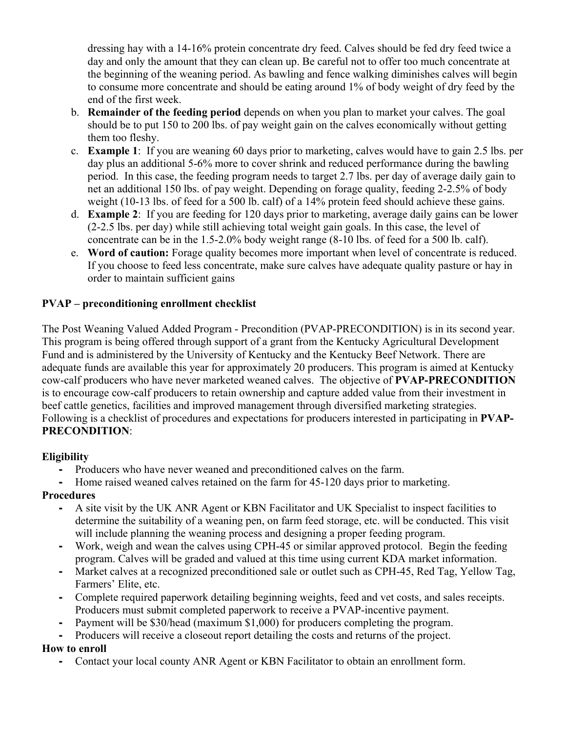dressing hay with a 14-16% protein concentrate dry feed. Calves should be fed dry feed twice a day and only the amount that they can clean up. Be careful not to offer too much concentrate at the beginning of the weaning period. As bawling and fence walking diminishes calves will begin to consume more concentrate and should be eating around 1% of body weight of dry feed by the end of the first week.

b. **Remainder of the feeding period** depends on when you plan to market your calves. The goal should be to put 150 to 200 lbs. of pay weight gain on the calves economically without getting them too fleshy.

c. **Example 1**: If you are weaning 60 days prior to marketing, calves would have to gain 2.5 lbs. per day plus an additional 5-6% more to cover shrink and reduced performance during the bawling period. In this case, the feeding program needs to target 2.7 lbs. per day of average daily gain to net an additional 150 lbs. of pay weight. Depending on forage quality, feeding 2-2.5% of body weight (10-13 lbs. of feed for a 500 lb. calf) of a 14% protein feed should achieve these gains.

d. **Example 2**: If you are feeding for 120 days prior to marketing, average daily gains can be lower (2-2.5 lbs. per day) while still achieving total weight gain goals. In this case, the level of concentrate can be in the 1.5-2.0% body weight range (8-10 lbs. of feed for a 500 lb. calf).

e. **Word of caution:** Forage quality becomes more important when level of concentrate is reduced. If you choose to feed less concentrate, make sure calves have adequate quality pasture or hay in order to maintain sufficient gains

## PVAP – preconditioning enrollment checklist

The Post Weaning Valued Added Program - Precondition (PVAP-PRECONDITION) is in its second year. This program is being offered through support of a grant from the Kentucky Agricultural Development Fund and is administered by the University of Kentucky and the Kentucky Beef Network. There are adequate funds are available this year for approximately 20 producers. This program is aimed at Kentucky cow-calf producers who have never marketed weaned calves. The objective of **PVAP-PRECONDITION** is to encourage cow-calf producers to retain ownership and capture added value from their investment in beef cattle genetics, facilities and improved management through diversified marketing strategies. Following is a checklist of procedures and expectations for producers interested in participating in **PVAP-PRECONDITION**:

### Eligibility

- Producers who have never weaned and preconditioned calves on the farm.
- Home raised weaned calves retained on the farm for 45-120 days prior to marketing.

### Procedures

- A site visit by the UK ANR Agent or KBN Facilitator and UK Specialist to inspect facilities to determine the suitability of a weaning pen, on farm feed storage, etc. will be conducted. This visit will include planning the weaning process and designing a proper feeding program.
- Work, weigh and wean the calves using CPH-45 or similar approved protocol. Begin the feeding program. Calves will be graded and valued at this time using current KDA market information.
- Market calves at a recognized preconditioned sale or outlet such as CPH-45, Red Tag, Yellow Tag, Farmers' Elite, etc.
- Complete required paperwork detailing beginning weights, feed and vet costs, and sales receipts. Producers must submit completed paperwork to receive a PVAP-incentive payment.
- Payment will be $30/head (maximum $1,000) for producers completing the program.
- Producers will receive a closeout report detailing the costs and returns of the project.

### How to enroll

- Contact your local county ANR Agent or KBN Facilitator to obtain an enrollment form.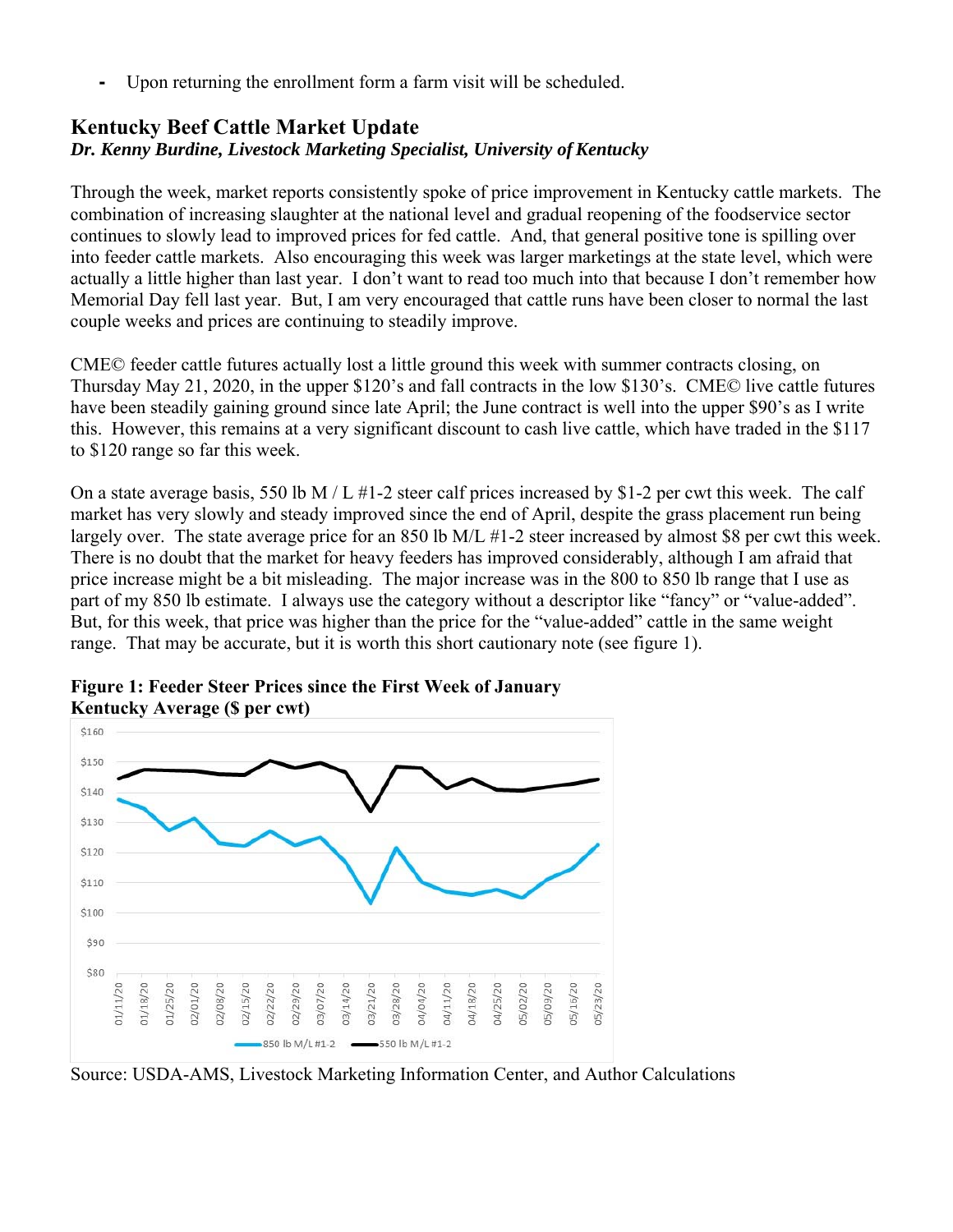- Upon returning the enrollment form a farm visit will be scheduled.

## Kentucky Beef Cattle Market Update

***Dr. Kenny Burdine, Livestock Marketing Specialist, University of Kentucky***

Through the week, market reports consistently spoke of price improvement in Kentucky cattle markets. The combination of increasing slaughter at the national level and gradual reopening of the foodservice sector continues to slowly lead to improved prices for fed cattle. And, that general positive tone is spilling over into feeder cattle markets. Also encouraging this week was larger marketings at the state level, which were actually a little higher than last year. I don't want to read too much into that because I don't remember how Memorial Day fell last year. But, I am very encouraged that cattle runs have been closer to normal the last couple weeks and prices are continuing to steadily improve.

CME© feeder cattle futures actually lost a little ground this week with summer contracts closing, on Thursday May 21, 2020, in the upper $120's and fall contracts in the low $130's. CME© live cattle futures have been steadily gaining ground since late April; the June contract is well into the upper $90's as I write this. However, this remains at a very significant discount to cash live cattle, which have traded in the $117 to $120 range so far this week.

On a state average basis, 550 lb M / L #1-2 steer calf prices increased by $1-2 per cwt this week. The calf market has very slowly and steady improved since the end of April, despite the grass placement run being largely over. The state average price for an 850 lb M/L #1-2 steer increased by almost $8 per cwt this week. There is no doubt that the market for heavy feeders has improved considerably, although I am afraid that price increase might be a bit misleading. The major increase was in the 800 to 850 lb range that I use as part of my 850 lb estimate. I always use the category without a descriptor like "fancy" or "value-added". But, for this week, that price was higher than the price for the "value-added" cattle in the same weight range. That may be accurate, but it is worth this short cautionary note (see figure 1).

**Figure 1: Feeder Steer Prices since the First Week of January Kentucky Average ($ per cwt)**

Source: USDA-AMS, Livestock Marketing Information Center, and Author Calculations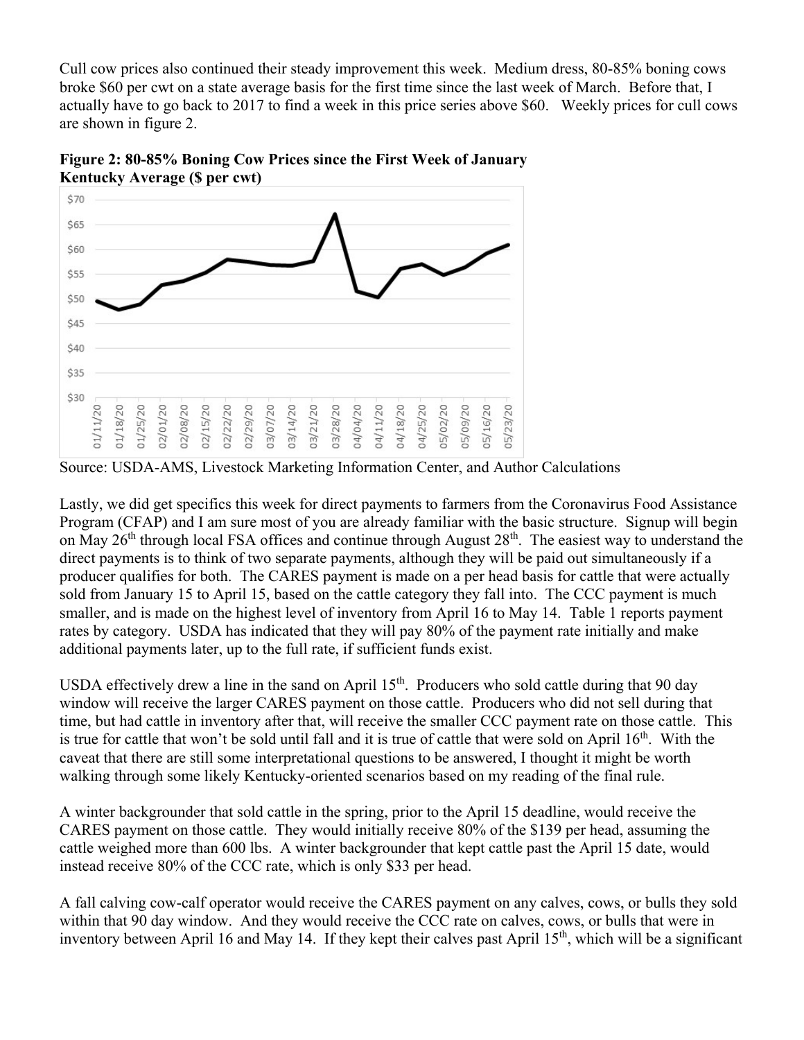Cull cow prices also continued their steady improvement this week. Medium dress, 80-85% boning cows broke $60 per cwt on a state average basis for the first time since the last week of March. Before that, I actually have to go back to 2017 to find a week in this price series above $60. Weekly prices for cull cows are shown in figure 2.

**Figure 2: 80-85% Boning Cow Prices since the First Week of January Kentucky Average ($ per cwt)**

Source: USDA-AMS, Livestock Marketing Information Center, and Author Calculations

Lastly, we did get specifics this week for direct payments to farmers from the Coronavirus Food Assistance Program (CFAP) and I am sure most of you are already familiar with the basic structure. Signup will begin on May 26th through local FSA offices and continue through August 28th. The easiest way to understand the direct payments is to think of two separate payments, although they will be paid out simultaneously if a producer qualifies for both. The CARES payment is made on a per head basis for cattle that were actually sold from January 15 to April 15, based on the cattle category they fall into. The CCC payment is much smaller, and is made on the highest level of inventory from April 16 to May 14. Table 1 reports payment rates by category. USDA has indicated that they will pay 80% of the payment rate initially and make additional payments later, up to the full rate, if sufficient funds exist.

USDA effectively drew a line in the sand on April 15th. Producers who sold cattle during that 90 day window will receive the larger CARES payment on those cattle. Producers who did not sell during that time, but had cattle in inventory after that, will receive the smaller CCC payment rate on those cattle. This is true for cattle that won't be sold until fall and it is true of cattle that were sold on April 16th. With the caveat that there are still some interpretational questions to be answered, I thought it might be worth walking through some likely Kentucky-oriented scenarios based on my reading of the final rule.

A winter backgrounder that sold cattle in the spring, prior to the April 15 deadline, would receive the CARES payment on those cattle. They would initially receive 80% of the $139 per head, assuming the cattle weighed more than 600 lbs. A winter backgrounder that kept cattle past the April 15 date, would instead receive 80% of the CCC rate, which is only $33 per head.

A fall calving cow-calf operator would receive the CARES payment on any calves, cows, or bulls they sold within that 90 day window. And they would receive the CCC rate on calves, cows, or bulls that were in inventory between April 16 and May 14. If they kept their calves past April 15th, which will be a significant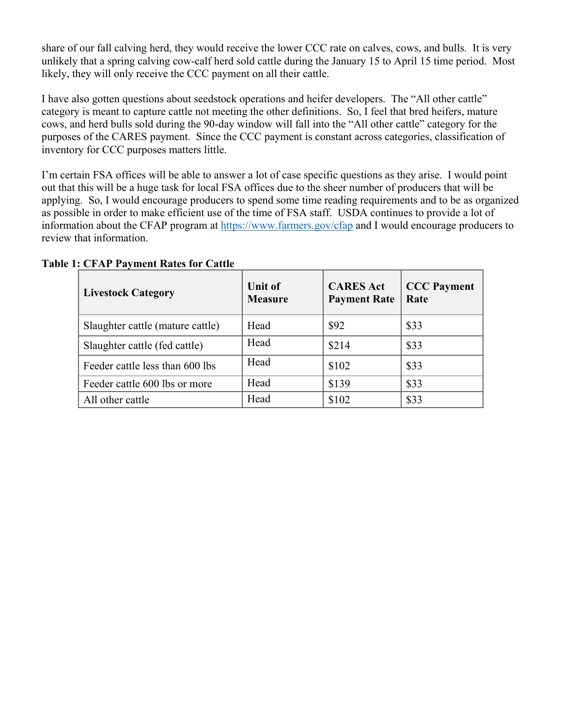share of our fall calving herd, they would receive the lower CCC rate on calves, cows, and bulls. It is very unlikely that a spring calving cow-calf herd sold cattle during the January 15 to April 15 time period. Most likely, they will only receive the CCC payment on all their cattle.

I have also gotten questions about seedstock operations and heifer developers. The "All other cattle" category is meant to capture cattle not meeting the other definitions. So, I feel that bred heifers, mature cows, and herd bulls sold during the 90-day window will fall into the "All other cattle" category for the purposes of the CARES payment. Since the CCC payment is constant across categories, classification of inventory for CCC purposes matters little.

I'm certain FSA offices will be able to answer a lot of case specific questions as they arise. I would point out that this will be a huge task for local FSA offices due to the sheer number of producers that will be applying. So, I would encourage producers to spend some time reading requirements and to be as organized as possible in order to make efficient use of the time of FSA staff. USDA continues to provide a lot of information about the CFAP program at https://www.farmers.gov/cfap and I would encourage producers to review that information.

**Table 1: CFAP Payment Rates for Cattle**

| Livestock Category | Unit of Measure | CARES Act Payment Rate | CCC Payment Rate |
|---|---|---|---|
| Slaughter cattle (mature cattle) | Head | $92 | $33 |
| Slaughter cattle (fed cattle) | Head | $214 | $33 |
| Feeder cattle less than 600 lbs | Head | $102 | $33 |
| Feeder cattle 600 lbs or more | Head | $139 | $33 |
| All other cattle | Head | $102 | $33 |